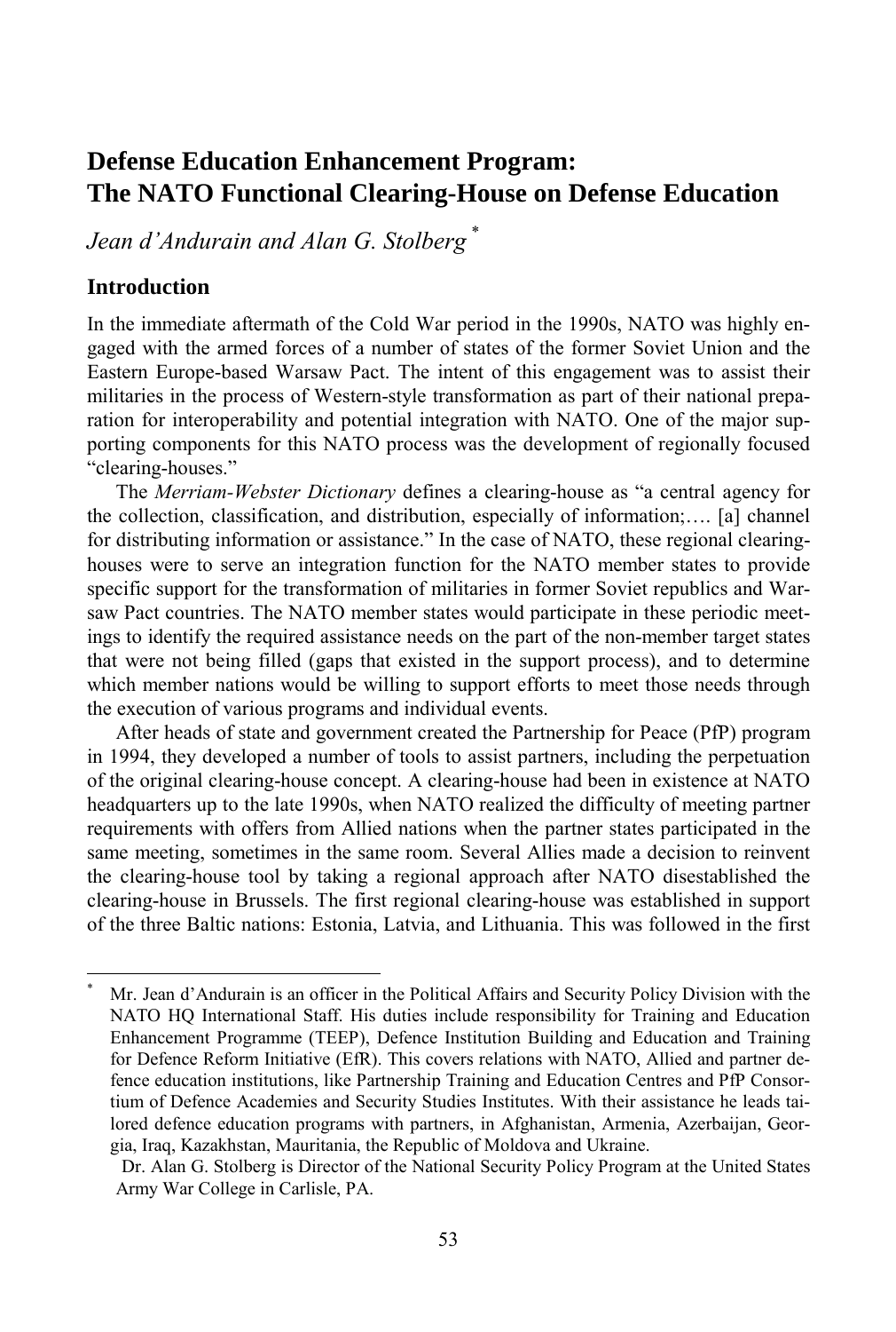# Defense Education Enhancement Program: The NATO Functional Clearing-House on Defense Education

*Jean d'Andurain and Alan G. Stolberg* [*]

## Introduction

In the immediate aftermath of the Cold War period in the 1990s, NATO was highly engaged with the armed forces of a number of states of the former Soviet Union and the Eastern Europe-based Warsaw Pact. The intent of this engagement was to assist their militaries in the process of Western-style transformation as part of their national preparation for interoperability and potential integration with NATO. One of the major supporting components for this NATO process was the development of regionally focused "clearing-houses."

The *Merriam-Webster Dictionary* defines a clearing-house as "a central agency for the collection, classification, and distribution, especially of information;…. [a] channel for distributing information or assistance." In the case of NATO, these regional clearing-houses were to serve an integration function for the NATO member states to provide specific support for the transformation of militaries in former Soviet republics and Warsaw Pact countries. The NATO member states would participate in these periodic meetings to identify the required assistance needs on the part of the non-member target states that were not being filled (gaps that existed in the support process), and to determine which member nations would be willing to support efforts to meet those needs through the execution of various programs and individual events.

After heads of state and government created the Partnership for Peace (PfP) program in 1994, they developed a number of tools to assist partners, including the perpetuation of the original clearing-house concept. A clearing-house had been in existence at NATO headquarters up to the late 1990s, when NATO realized the difficulty of meeting partner requirements with offers from Allied nations when the partner states participated in the same meeting, sometimes in the same room. Several Allies made a decision to reinvent the clearing-house tool by taking a regional approach after NATO disestablished the clearing-house in Brussels. The first regional clearing-house was established in support of the three Baltic nations: Estonia, Latvia, and Lithuania. This was followed in the first

---

[*] Mr. Jean d'Andurain is an officer in the Political Affairs and Security Policy Division with the NATO HQ International Staff. His duties include responsibility for Training and Education Enhancement Programme (TEEP), Defence Institution Building and Education and Training for Defence Reform Initiative (EfR). This covers relations with NATO, Allied and partner defence education institutions, like Partnership Training and Education Centres and PfP Consortium of Defence Academies and Security Studies Institutes. With their assistance he leads tailored defence education programs with partners, in Afghanistan, Armenia, Azerbaijan, Georgia, Iraq, Kazakhstan, Mauritania, the Republic of Moldova and Ukraine.

Dr. Alan G. Stolberg is Director of the National Security Policy Program at the United States Army War College in Carlisle, PA.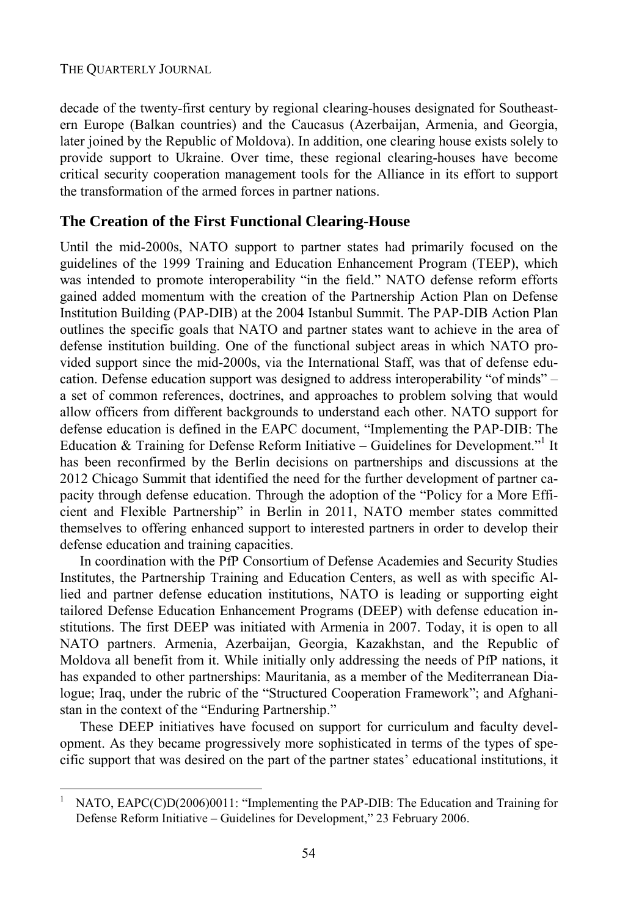decade of the twenty-first century by regional clearing-houses designated for Southeastern Europe (Balkan countries) and the Caucasus (Azerbaijan, Armenia, and Georgia, later joined by the Republic of Moldova). In addition, one clearing house exists solely to provide support to Ukraine. Over time, these regional clearing-houses have become critical security cooperation management tools for the Alliance in its effort to support the transformation of the armed forces in partner nations.

## The Creation of the First Functional Clearing-House

Until the mid-2000s, NATO support to partner states had primarily focused on the guidelines of the 1999 Training and Education Enhancement Program (TEEP), which was intended to promote interoperability "in the field." NATO defense reform efforts gained added momentum with the creation of the Partnership Action Plan on Defense Institution Building (PAP-DIB) at the 2004 Istanbul Summit. The PAP-DIB Action Plan outlines the specific goals that NATO and partner states want to achieve in the area of defense institution building. One of the functional subject areas in which NATO provided support since the mid-2000s, via the International Staff, was that of defense education. Defense education support was designed to address interoperability "of minds" – a set of common references, doctrines, and approaches to problem solving that would allow officers from different backgrounds to understand each other. NATO support for defense education is defined in the EAPC document, "Implementing the PAP-DIB: The Education & Training for Defense Reform Initiative – Guidelines for Development."[1] It has been reconfirmed by the Berlin decisions on partnerships and discussions at the 2012 Chicago Summit that identified the need for the further development of partner capacity through defense education. Through the adoption of the "Policy for a More Efficient and Flexible Partnership" in Berlin in 2011, NATO member states committed themselves to offering enhanced support to interested partners in order to develop their defense education and training capacities.

In coordination with the PfP Consortium of Defense Academies and Security Studies Institutes, the Partnership Training and Education Centers, as well as with specific Allied and partner defense education institutions, NATO is leading or supporting eight tailored Defense Education Enhancement Programs (DEEP) with defense education institutions. The first DEEP was initiated with Armenia in 2007. Today, it is open to all NATO partners. Armenia, Azerbaijan, Georgia, Kazakhstan, and the Republic of Moldova all benefit from it. While initially only addressing the needs of PfP nations, it has expanded to other partnerships: Mauritania, as a member of the Mediterranean Dialogue; Iraq, under the rubric of the "Structured Cooperation Framework"; and Afghanistan in the context of the "Enduring Partnership."

These DEEP initiatives have focused on support for curriculum and faculty development. As they became progressively more sophisticated in terms of the types of specific support that was desired on the part of the partner states' educational institutions, it

---

[1] NATO, EAPC(C)D(2006)0011: "Implementing the PAP-DIB: The Education and Training for Defense Reform Initiative – Guidelines for Development," 23 February 2006.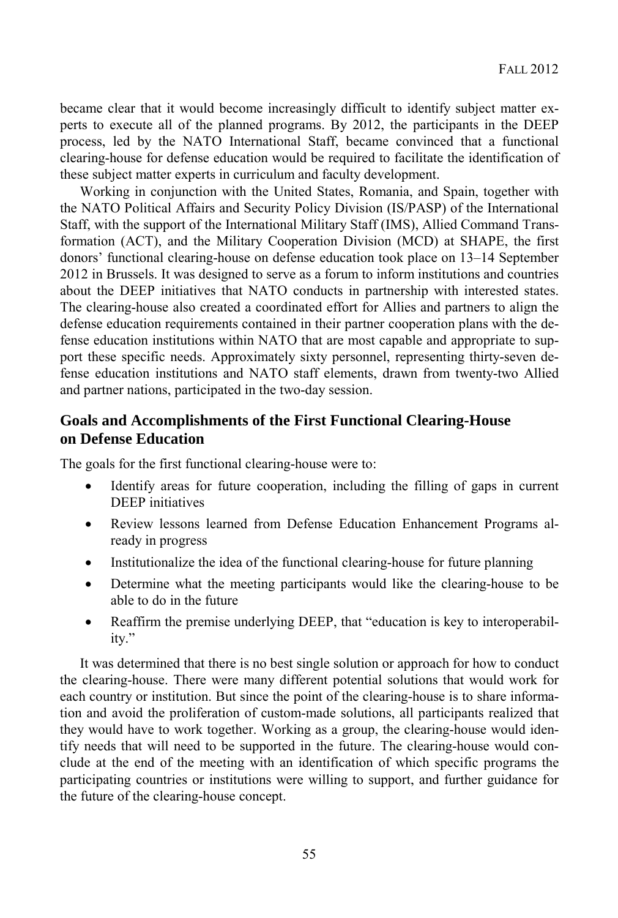became clear that it would become increasingly difficult to identify subject matter experts to execute all of the planned programs. By 2012, the participants in the DEEP process, led by the NATO International Staff, became convinced that a functional clearing-house for defense education would be required to facilitate the identification of these subject matter experts in curriculum and faculty development.

Working in conjunction with the United States, Romania, and Spain, together with the NATO Political Affairs and Security Policy Division (IS/PASP) of the International Staff, with the support of the International Military Staff (IMS), Allied Command Transformation (ACT), and the Military Cooperation Division (MCD) at SHAPE, the first donors' functional clearing-house on defense education took place on 13–14 September 2012 in Brussels. It was designed to serve as a forum to inform institutions and countries about the DEEP initiatives that NATO conducts in partnership with interested states. The clearing-house also created a coordinated effort for Allies and partners to align the defense education requirements contained in their partner cooperation plans with the defense education institutions within NATO that are most capable and appropriate to support these specific needs. Approximately sixty personnel, representing thirty-seven defense education institutions and NATO staff elements, drawn from twenty-two Allied and partner nations, participated in the two-day session.

## Goals and Accomplishments of the First Functional Clearing-House on Defense Education

The goals for the first functional clearing-house were to:

- Identify areas for future cooperation, including the filling of gaps in current DEEP initiatives
- Review lessons learned from Defense Education Enhancement Programs already in progress
- Institutionalize the idea of the functional clearing-house for future planning
- Determine what the meeting participants would like the clearing-house to be able to do in the future
- Reaffirm the premise underlying DEEP, that "education is key to interoperability."

It was determined that there is no best single solution or approach for how to conduct the clearing-house. There were many different potential solutions that would work for each country or institution. But since the point of the clearing-house is to share information and avoid the proliferation of custom-made solutions, all participants realized that they would have to work together. Working as a group, the clearing-house would identify needs that will need to be supported in the future. The clearing-house would conclude at the end of the meeting with an identification of which specific programs the participating countries or institutions were willing to support, and further guidance for the future of the clearing-house concept.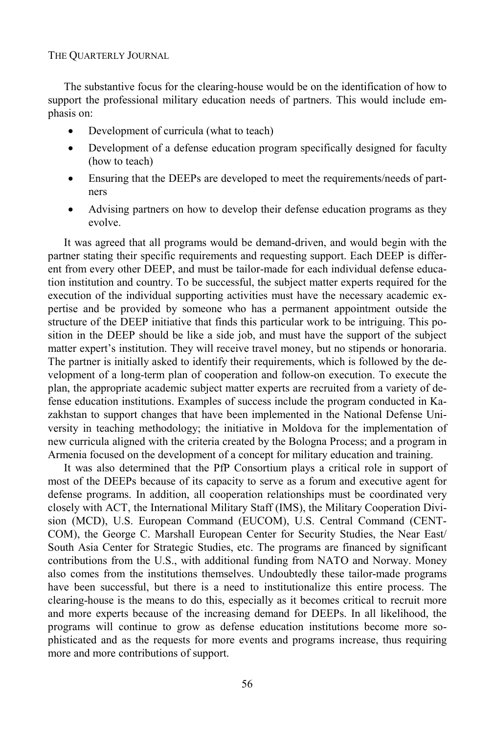The substantive focus for the clearing-house would be on the identification of how to support the professional military education needs of partners. This would include emphasis on:

- Development of curricula (what to teach)
- Development of a defense education program specifically designed for faculty (how to teach)
- Ensuring that the DEEPs are developed to meet the requirements/needs of partners
- Advising partners on how to develop their defense education programs as they evolve.

It was agreed that all programs would be demand-driven, and would begin with the partner stating their specific requirements and requesting support. Each DEEP is different from every other DEEP, and must be tailor-made for each individual defense education institution and country. To be successful, the subject matter experts required for the execution of the individual supporting activities must have the necessary academic expertise and be provided by someone who has a permanent appointment outside the structure of the DEEP initiative that finds this particular work to be intriguing. This position in the DEEP should be like a side job, and must have the support of the subject matter expert's institution. They will receive travel money, but no stipends or honoraria. The partner is initially asked to identify their requirements, which is followed by the development of a long-term plan of cooperation and follow-on execution. To execute the plan, the appropriate academic subject matter experts are recruited from a variety of defense education institutions. Examples of success include the program conducted in Kazakhstan to support changes that have been implemented in the National Defense University in teaching methodology; the initiative in Moldova for the implementation of new curricula aligned with the criteria created by the Bologna Process; and a program in Armenia focused on the development of a concept for military education and training.

It was also determined that the PfP Consortium plays a critical role in support of most of the DEEPs because of its capacity to serve as a forum and executive agent for defense programs. In addition, all cooperation relationships must be coordinated very closely with ACT, the International Military Staff (IMS), the Military Cooperation Division (MCD), U.S. European Command (EUCOM), U.S. Central Command (CENTCOM), the George C. Marshall European Center for Security Studies, the Near East/South Asia Center for Strategic Studies, etc. The programs are financed by significant contributions from the U.S., with additional funding from NATO and Norway. Money also comes from the institutions themselves. Undoubtedly these tailor-made programs have been successful, but there is a need to institutionalize this entire process. The clearing-house is the means to do this, especially as it becomes critical to recruit more and more experts because of the increasing demand for DEEPs. In all likelihood, the programs will continue to grow as defense education institutions become more sophisticated and as the requests for more events and programs increase, thus requiring more and more contributions of support.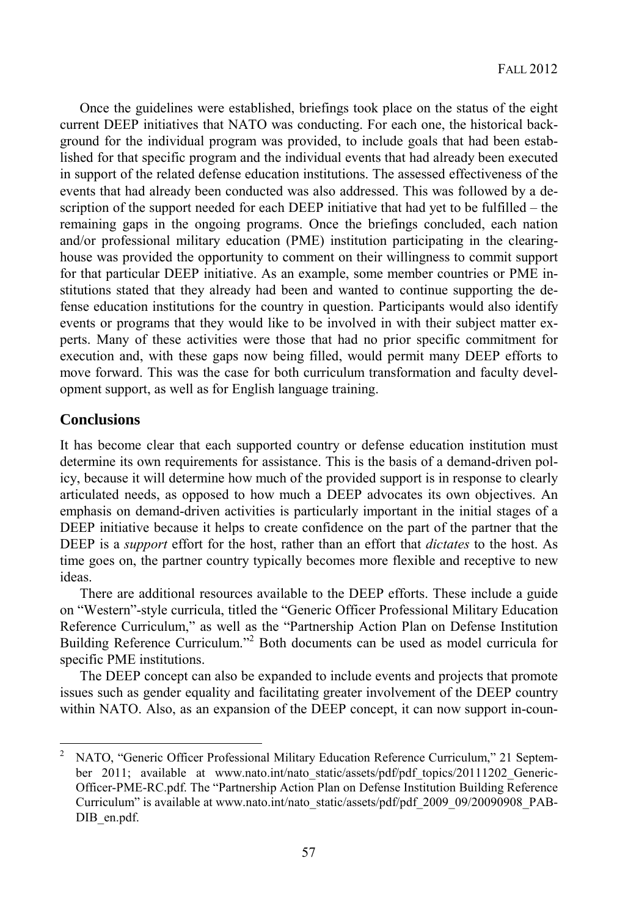Once the guidelines were established, briefings took place on the status of the eight current DEEP initiatives that NATO was conducting. For each one, the historical background for the individual program was provided, to include goals that had been established for that specific program and the individual events that had already been executed in support of the related defense education institutions. The assessed effectiveness of the events that had already been conducted was also addressed. This was followed by a description of the support needed for each DEEP initiative that had yet to be fulfilled – the remaining gaps in the ongoing programs. Once the briefings concluded, each nation and/or professional military education (PME) institution participating in the clearinghouse was provided the opportunity to comment on their willingness to commit support for that particular DEEP initiative. As an example, some member countries or PME institutions stated that they already had been and wanted to continue supporting the defense education institutions for the country in question. Participants would also identify events or programs that they would like to be involved in with their subject matter experts. Many of these activities were those that had no prior specific commitment for execution and, with these gaps now being filled, would permit many DEEP efforts to move forward. This was the case for both curriculum transformation and faculty development support, as well as for English language training.

## Conclusions

It has become clear that each supported country or defense education institution must determine its own requirements for assistance. This is the basis of a demand-driven policy, because it will determine how much of the provided support is in response to clearly articulated needs, as opposed to how much a DEEP advocates its own objectives. An emphasis on demand-driven activities is particularly important in the initial stages of a DEEP initiative because it helps to create confidence on the part of the partner that the DEEP is a *support* effort for the host, rather than an effort that *dictates* to the host. As time goes on, the partner country typically becomes more flexible and receptive to new ideas.

There are additional resources available to the DEEP efforts. These include a guide on "Western"-style curricula, titled the "Generic Officer Professional Military Education Reference Curriculum," as well as the "Partnership Action Plan on Defense Institution Building Reference Curriculum."[2] Both documents can be used as model curricula for specific PME institutions.

The DEEP concept can also be expanded to include events and projects that promote issues such as gender equality and facilitating greater involvement of the DEEP country within NATO. Also, as an expansion of the DEEP concept, it can now support in-coun-

---

[2] NATO, "Generic Officer Professional Military Education Reference Curriculum," 21 September 2011; available at www.nato.int/nato_static/assets/pdf/pdf_topics/20111202_Generic-Officer-PME-RC.pdf. The "Partnership Action Plan on Defense Institution Building Reference Curriculum" is available at www.nato.int/nato_static/assets/pdf/pdf_2009_09/20090908_PAB-DIB_en.pdf.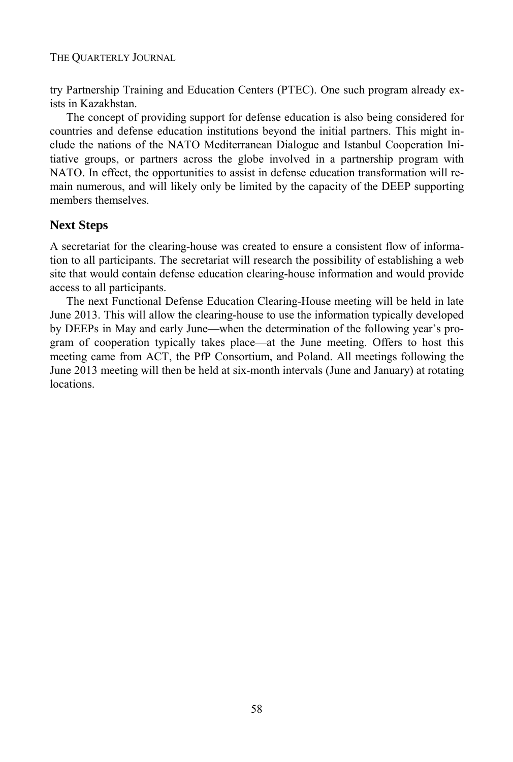try Partnership Training and Education Centers (PTEC). One such program already exists in Kazakhstan.

The concept of providing support for defense education is also being considered for countries and defense education institutions beyond the initial partners. This might include the nations of the NATO Mediterranean Dialogue and Istanbul Cooperation Initiative groups, or partners across the globe involved in a partnership program with NATO. In effect, the opportunities to assist in defense education transformation will remain numerous, and will likely only be limited by the capacity of the DEEP supporting members themselves.

## Next Steps

A secretariat for the clearing-house was created to ensure a consistent flow of information to all participants. The secretariat will research the possibility of establishing a web site that would contain defense education clearing-house information and would provide access to all participants.

The next Functional Defense Education Clearing-House meeting will be held in late June 2013. This will allow the clearing-house to use the information typically developed by DEEPs in May and early June—when the determination of the following year's program of cooperation typically takes place—at the June meeting. Offers to host this meeting came from ACT, the PfP Consortium, and Poland. All meetings following the June 2013 meeting will then be held at six-month intervals (June and January) at rotating locations.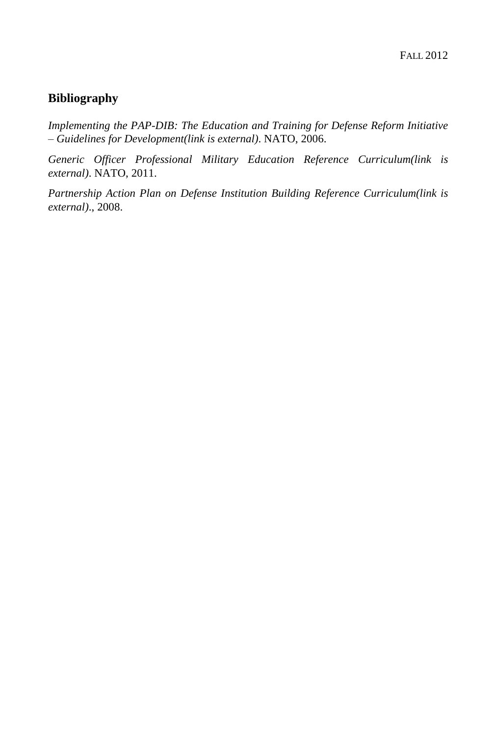## Bibliography

*Implementing the PAP-DIB: The Education and Training for Defense Reform Initiative – Guidelines for Development(link is external)*. NATO, 2006.

*Generic Officer Professional Military Education Reference Curriculum(link is external)*. NATO, 2011.

*Partnership Action Plan on Defense Institution Building Reference Curriculum(link is external)*., 2008.